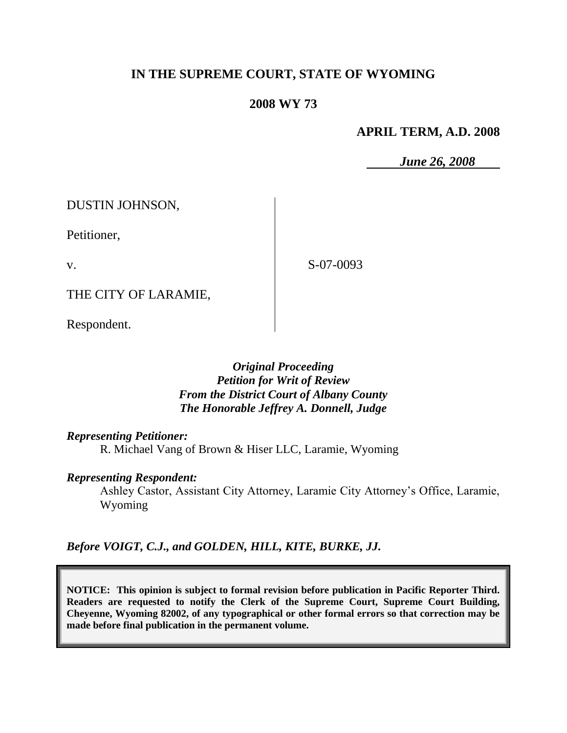# IN THE SUPREME COURT, STATE OF WYOMING

## 2008 WY 73

**APRIL TERM, A.D. 2008**

*June 26, 2008*

DUSTIN JOHNSON,

Petitioner,

v.

THE CITY OF LARAMIE,

Respondent.

S-07-0093

*Original Proceeding*
*Petition for Writ of Review*
*From the District Court of Albany County*
*The Honorable Jeffrey A. Donnell, Judge*

***Representing Petitioner:***

R. Michael Vang of Brown & Hiser LLC, Laramie, Wyoming

***Representing Respondent:***

Ashley Castor, Assistant City Attorney, Laramie City Attorney's Office, Laramie, Wyoming

***Before VOIGT, C.J., and GOLDEN, HILL, KITE, BURKE, JJ.***

**NOTICE: This opinion is subject to formal revision before publication in Pacific Reporter Third. Readers are requested to notify the Clerk of the Supreme Court, Supreme Court Building, Cheyenne, Wyoming 82002, of any typographical or other formal errors so that correction may be made before final publication in the permanent volume.**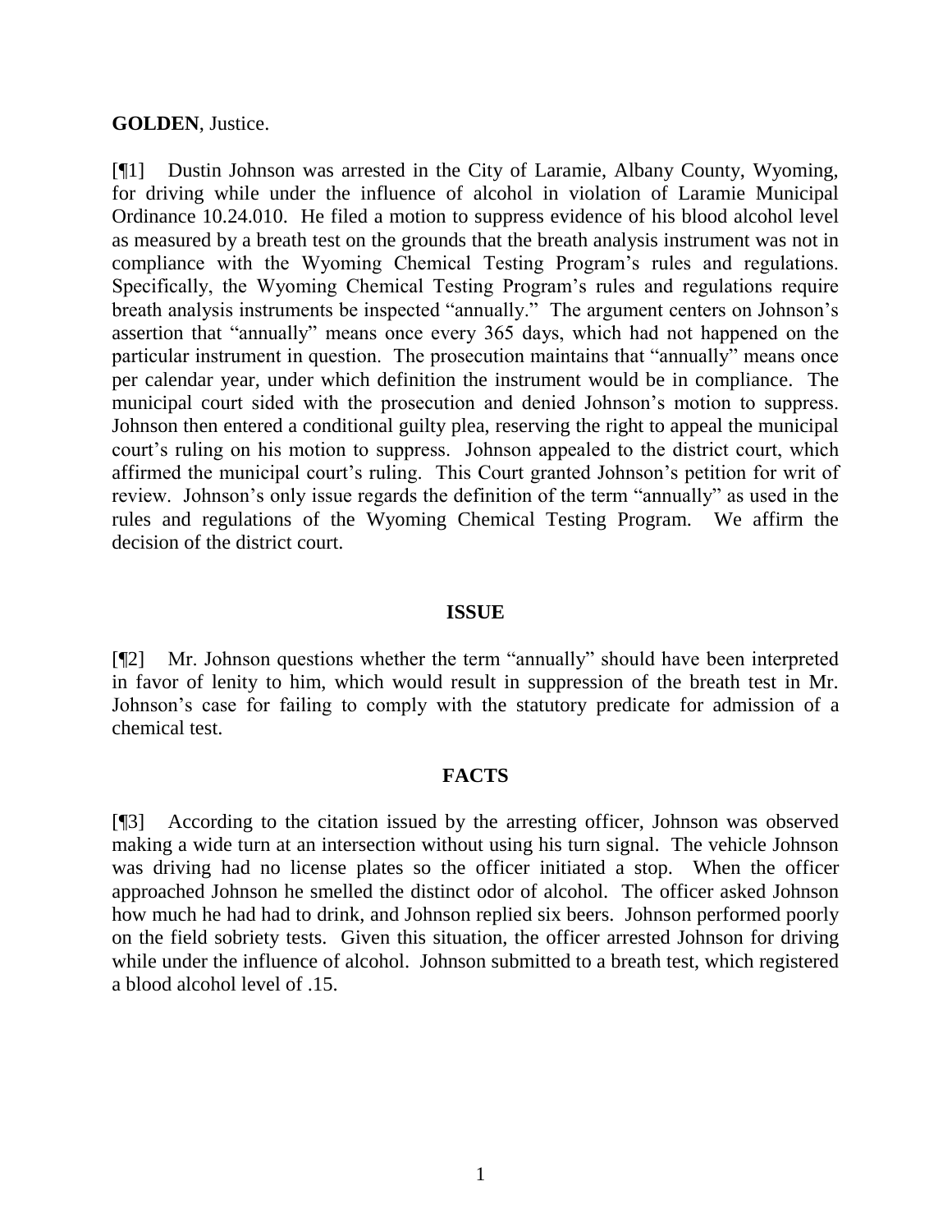**GOLDEN**, Justice.

[¶1] Dustin Johnson was arrested in the City of Laramie, Albany County, Wyoming, for driving while under the influence of alcohol in violation of Laramie Municipal Ordinance 10.24.010. He filed a motion to suppress evidence of his blood alcohol level as measured by a breath test on the grounds that the breath analysis instrument was not in compliance with the Wyoming Chemical Testing Program's rules and regulations. Specifically, the Wyoming Chemical Testing Program's rules and regulations require breath analysis instruments be inspected "annually." The argument centers on Johnson's assertion that "annually" means once every 365 days, which had not happened on the particular instrument in question. The prosecution maintains that "annually" means once per calendar year, under which definition the instrument would be in compliance. The municipal court sided with the prosecution and denied Johnson's motion to suppress. Johnson then entered a conditional guilty plea, reserving the right to appeal the municipal court's ruling on his motion to suppress. Johnson appealed to the district court, which affirmed the municipal court's ruling. This Court granted Johnson's petition for writ of review. Johnson's only issue regards the definition of the term "annually" as used in the rules and regulations of the Wyoming Chemical Testing Program. We affirm the decision of the district court.

## ISSUE

[¶2] Mr. Johnson questions whether the term "annually" should have been interpreted in favor of lenity to him, which would result in suppression of the breath test in Mr. Johnson's case for failing to comply with the statutory predicate for admission of a chemical test.

## FACTS

[¶3] According to the citation issued by the arresting officer, Johnson was observed making a wide turn at an intersection without using his turn signal. The vehicle Johnson was driving had no license plates so the officer initiated a stop. When the officer approached Johnson he smelled the distinct odor of alcohol. The officer asked Johnson how much he had had to drink, and Johnson replied six beers. Johnson performed poorly on the field sobriety tests. Given this situation, the officer arrested Johnson for driving while under the influence of alcohol. Johnson submitted to a breath test, which registered a blood alcohol level of .15.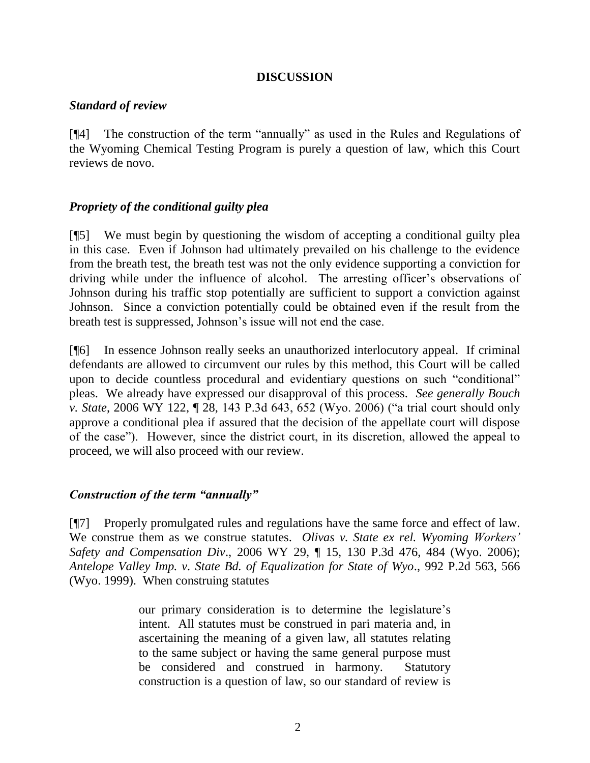## DISCUSSION

### *Standard of review*

[¶4] The construction of the term "annually" as used in the Rules and Regulations of the Wyoming Chemical Testing Program is purely a question of law, which this Court reviews de novo.

### *Propriety of the conditional guilty plea*

[¶5] We must begin by questioning the wisdom of accepting a conditional guilty plea in this case. Even if Johnson had ultimately prevailed on his challenge to the evidence from the breath test, the breath test was not the only evidence supporting a conviction for driving while under the influence of alcohol. The arresting officer's observations of Johnson during his traffic stop potentially are sufficient to support a conviction against Johnson. Since a conviction potentially could be obtained even if the result from the breath test is suppressed, Johnson's issue will not end the case.

[¶6] In essence Johnson really seeks an unauthorized interlocutory appeal. If criminal defendants are allowed to circumvent our rules by this method, this Court will be called upon to decide countless procedural and evidentiary questions on such "conditional" pleas. We already have expressed our disapproval of this process. *See generally Bouch v. State*, 2006 WY 122, ¶ 28, 143 P.3d 643, 652 (Wyo. 2006) ("a trial court should only approve a conditional plea if assured that the decision of the appellate court will dispose of the case"). However, since the district court, in its discretion, allowed the appeal to proceed, we will also proceed with our review.

### *Construction of the term "annually"*

[¶7] Properly promulgated rules and regulations have the same force and effect of law. We construe them as we construe statutes. *Olivas v. State ex rel. Wyoming Workers' Safety and Compensation Div*., 2006 WY 29, ¶ 15, 130 P.3d 476, 484 (Wyo. 2006); *Antelope Valley Imp. v. State Bd. of Equalization for State of Wyo*., 992 P.2d 563, 566 (Wyo. 1999). When construing statutes

> our primary consideration is to determine the legislature's intent. All statutes must be construed in pari materia and, in ascertaining the meaning of a given law, all statutes relating to the same subject or having the same general purpose must be considered and construed in harmony. Statutory construction is a question of law, so our standard of review is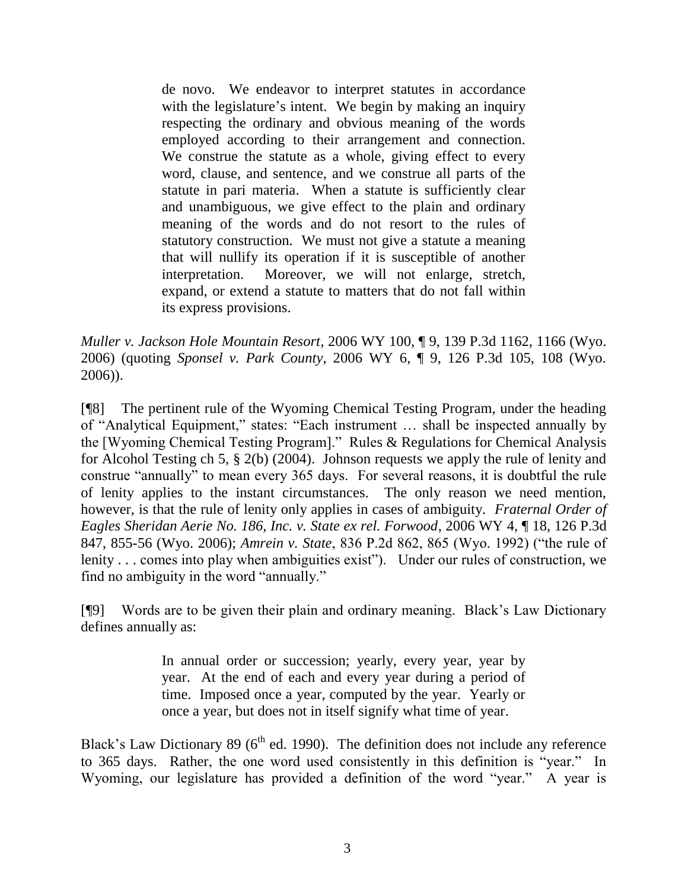> de novo. We endeavor to interpret statutes in accordance with the legislature's intent. We begin by making an inquiry respecting the ordinary and obvious meaning of the words employed according to their arrangement and connection. We construe the statute as a whole, giving effect to every word, clause, and sentence, and we construe all parts of the statute in pari materia. When a statute is sufficiently clear and unambiguous, we give effect to the plain and ordinary meaning of the words and do not resort to the rules of statutory construction. We must not give a statute a meaning that will nullify its operation if it is susceptible of another interpretation. Moreover, we will not enlarge, stretch, expand, or extend a statute to matters that do not fall within its express provisions.

*Muller v. Jackson Hole Mountain Resort*, 2006 WY 100, ¶ 9, 139 P.3d 1162, 1166 (Wyo. 2006) (quoting *Sponsel v. Park County*, 2006 WY 6, ¶ 9, 126 P.3d 105, 108 (Wyo. 2006)).

[¶8] The pertinent rule of the Wyoming Chemical Testing Program, under the heading of "Analytical Equipment," states: "Each instrument … shall be inspected annually by the [Wyoming Chemical Testing Program]." Rules & Regulations for Chemical Analysis for Alcohol Testing ch 5, § 2(b) (2004). Johnson requests we apply the rule of lenity and construe "annually" to mean every 365 days. For several reasons, it is doubtful the rule of lenity applies to the instant circumstances. The only reason we need mention, however, is that the rule of lenity only applies in cases of ambiguity. *Fraternal Order of Eagles Sheridan Aerie No. 186, Inc. v. State ex rel. Forwood*, 2006 WY 4, ¶ 18, 126 P.3d 847, 855-56 (Wyo. 2006); *Amrein v. State*, 836 P.2d 862, 865 (Wyo. 1992) ("the rule of lenity . . . comes into play when ambiguities exist"). Under our rules of construction, we find no ambiguity in the word "annually."

[¶9] Words are to be given their plain and ordinary meaning. Black's Law Dictionary defines annually as:

> In annual order or succession; yearly, every year, year by year. At the end of each and every year during a period of time. Imposed once a year, computed by the year. Yearly or once a year, but does not in itself signify what time of year.

Black's Law Dictionary 89 (6th ed. 1990). The definition does not include any reference to 365 days. Rather, the one word used consistently in this definition is "year." In Wyoming, our legislature has provided a definition of the word "year." A year is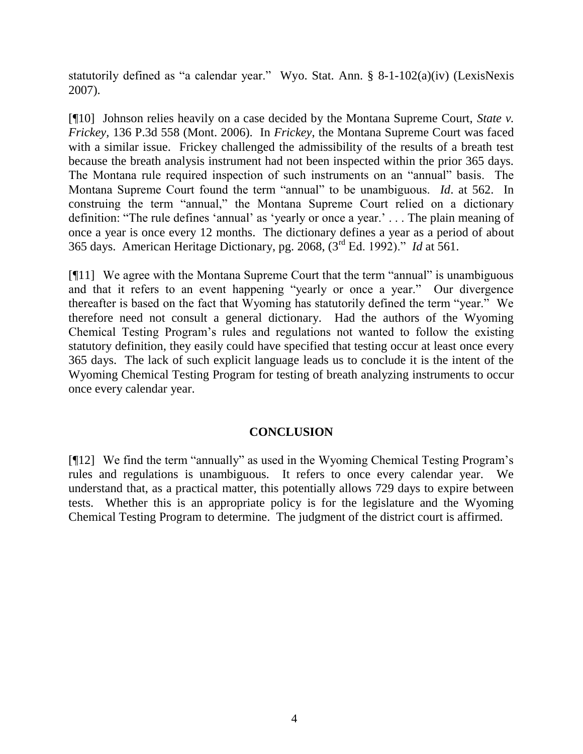statutorily defined as "a calendar year." Wyo. Stat. Ann. § 8-1-102(a)(iv) (LexisNexis 2007).

[¶10] Johnson relies heavily on a case decided by the Montana Supreme Court, *State v. Frickey*, 136 P.3d 558 (Mont. 2006). In *Frickey*, the Montana Supreme Court was faced with a similar issue. Frickey challenged the admissibility of the results of a breath test because the breath analysis instrument had not been inspected within the prior 365 days. The Montana rule required inspection of such instruments on an "annual" basis. The Montana Supreme Court found the term "annual" to be unambiguous. *Id*. at 562. In construing the term "annual," the Montana Supreme Court relied on a dictionary definition: "The rule defines 'annual' as 'yearly or once a year.' . . . The plain meaning of once a year is once every 12 months. The dictionary defines a year as a period of about 365 days. American Heritage Dictionary, pg. 2068, (3rd Ed. 1992)." *Id* at 561.

[¶11] We agree with the Montana Supreme Court that the term "annual" is unambiguous and that it refers to an event happening "yearly or once a year." Our divergence thereafter is based on the fact that Wyoming has statutorily defined the term "year." We therefore need not consult a general dictionary. Had the authors of the Wyoming Chemical Testing Program's rules and regulations not wanted to follow the existing statutory definition, they easily could have specified that testing occur at least once every 365 days. The lack of such explicit language leads us to conclude it is the intent of the Wyoming Chemical Testing Program for testing of breath analyzing instruments to occur once every calendar year.

## CONCLUSION

[¶12] We find the term "annually" as used in the Wyoming Chemical Testing Program's rules and regulations is unambiguous. It refers to once every calendar year. We understand that, as a practical matter, this potentially allows 729 days to expire between tests. Whether this is an appropriate policy is for the legislature and the Wyoming Chemical Testing Program to determine. The judgment of the district court is affirmed.